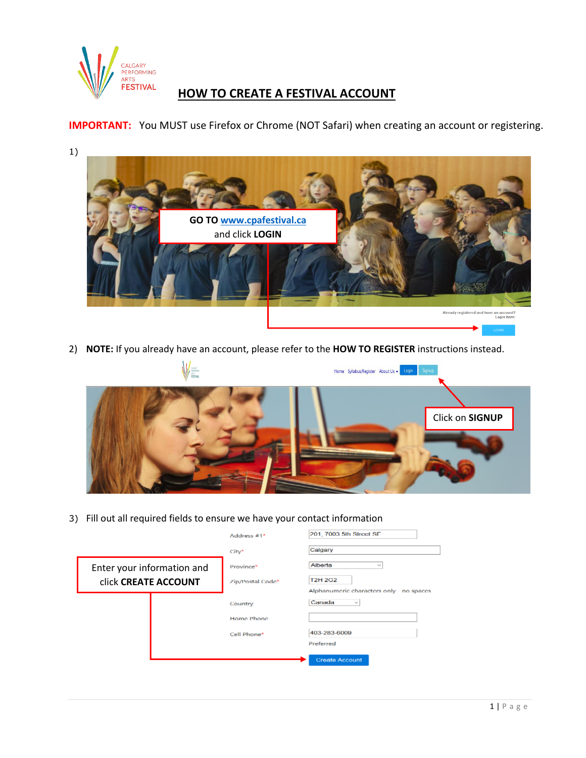# HOW TO CREATE A FESTIVAL ACCOUNT

**IMPORTANT:** You MUST use Firefox or Chrome (NOT Safari) when creating an account or registering.

1) GO TO www.cpafestival.ca and click **LOGIN**

Already registered and have an account? Login here:

LOGIN

2) **NOTE:** If you already have an account, please refer to the **HOW TO REGISTER** instructions instead.

Home Syllabus/Register About Us Login Signup

Click on **SIGNUP**

3) Fill out all required fields to ensure we have your contact information

Enter your information and click **CREATE ACCOUNT**

| | |
|---|---|
| Address #1* | 201, 7003 5th Street SE |
| City* | Calgary |
| Province* | Alberta |
| Zip/Postal Code* | T2H 2G2 |
| | Alphanumeric characters only no spaces |
| Country | Canada |
| Home Phone | |
| Cell Phone* | 403-283-6009 |
| | Preferred |

Create Account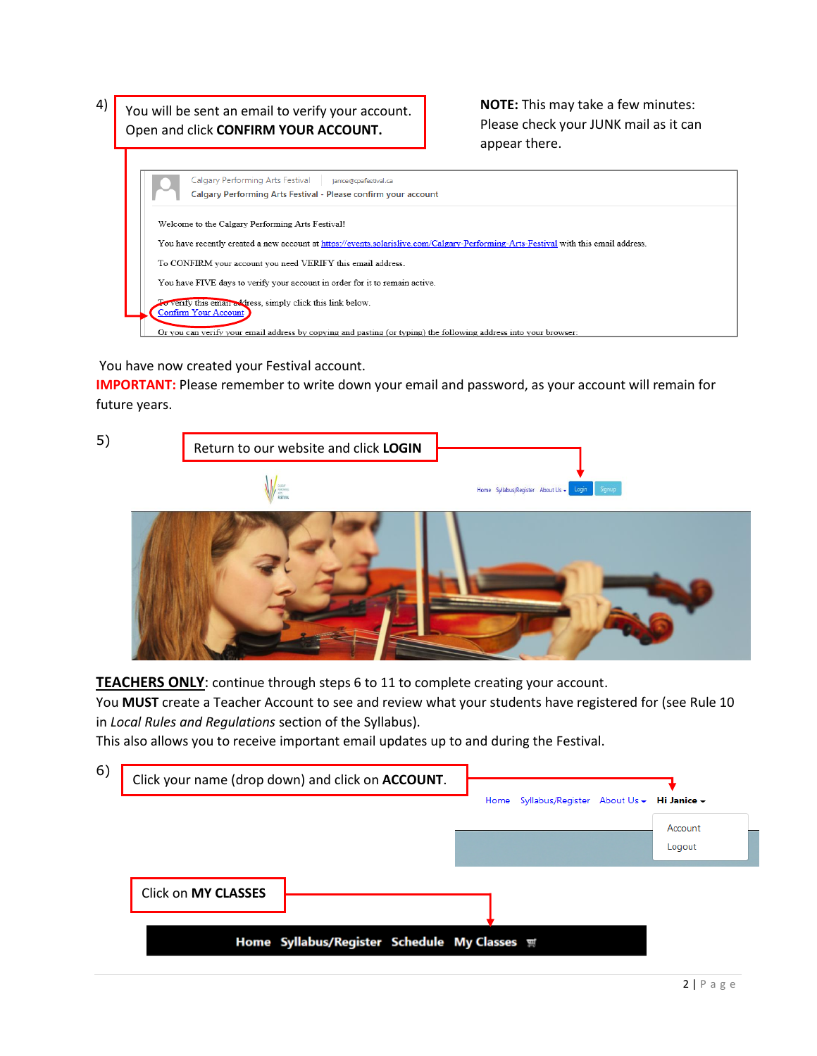4) You will be sent an email to verify your account. Open and click **CONFIRM YOUR ACCOUNT.**

**NOTE:** This may take a few minutes: Please check your JUNK mail as it can appear there.

Calgary Performing Arts Festival | janice@cpafestival.ca
Calgary Performing Arts Festival - Please confirm your account

Welcome to the Calgary Performing Arts Festival!

You have recently created a new account at https://events.solarislive.com/Calgary-Performing-Arts-Festival with this email address.

To CONFIRM your account you need VERIFY this email address.

You have FIVE days to verify your account in order for it to remain active.

To verify this email address, simply click this link below.
Confirm Your Account

Or you can verify your email address by copying and pasting (or typing) the following address into your browser:

You have now created your Festival account.
**IMPORTANT:** Please remember to write down your email and password, as your account will remain for future years.

5) Return to our website and click **LOGIN**

Home Syllabus/Register About Us Login Signup

**TEACHERS ONLY**: continue through steps 6 to 11 to complete creating your account.
You **MUST** create a Teacher Account to see and review what your students have registered for (see Rule 10 in *Local Rules and Regulations* section of the Syllabus).
This also allows you to receive important email updates up to and during the Festival.

6) Click your name (drop down) and click on **ACCOUNT**.

Home Syllabus/Register About Us Hi Janice
Account
Logout

Click on **MY CLASSES**

Home Syllabus/Register Schedule My Classes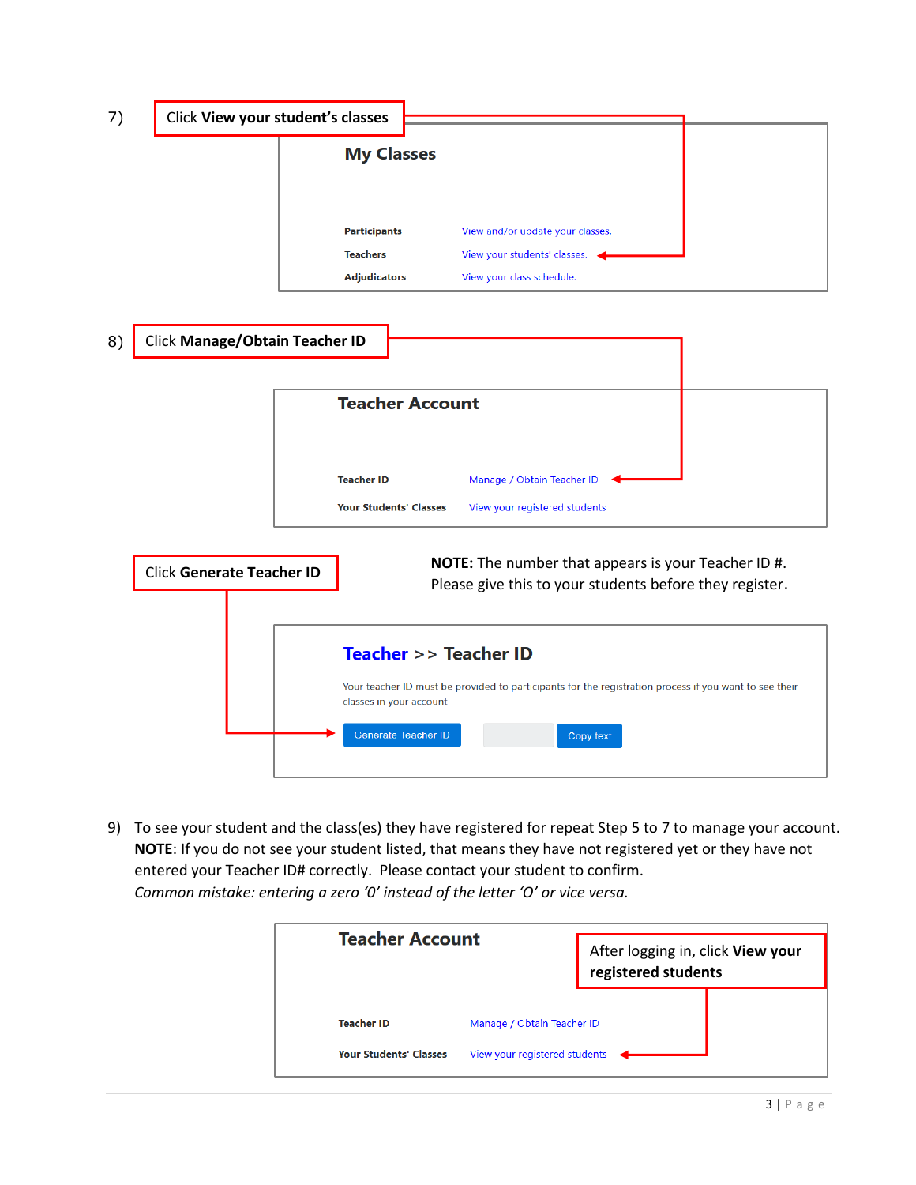7) Click **View your student's classes**

**My Classes**

| | |
|---|---|
| **Participants** | View and/or update your classes. |
| **Teachers** | View your students' classes. |
| **Adjudicators** | View your class schedule. |

8) Click **Manage/Obtain Teacher ID**

**Teacher Account**

| | |
|---|---|
| **Teacher ID** | Manage / Obtain Teacher ID |
| **Your Students' Classes** | View your registered students |

Click **Generate Teacher ID**

**NOTE:** The number that appears is your Teacher ID #. Please give this to your students before they register.

**Teacher >> Teacher ID**

Your teacher ID must be provided to participants for the registration process if you want to see their classes in your account

Generate Teacher ID | Copy text

9) To see your student and the class(es) they have registered for repeat Step 5 to 7 to manage your account. **NOTE**: If you do not see your student listed, that means they have not registered yet or they have not entered your Teacher ID# correctly. Please contact your student to confirm.
*Common mistake: entering a zero '0' instead of the letter 'O' or vice versa.*

**Teacher Account**

After logging in, click **View your registered students**

| | |
|---|---|
| **Teacher ID** | Manage / Obtain Teacher ID |
| **Your Students' Classes** | View your registered students |